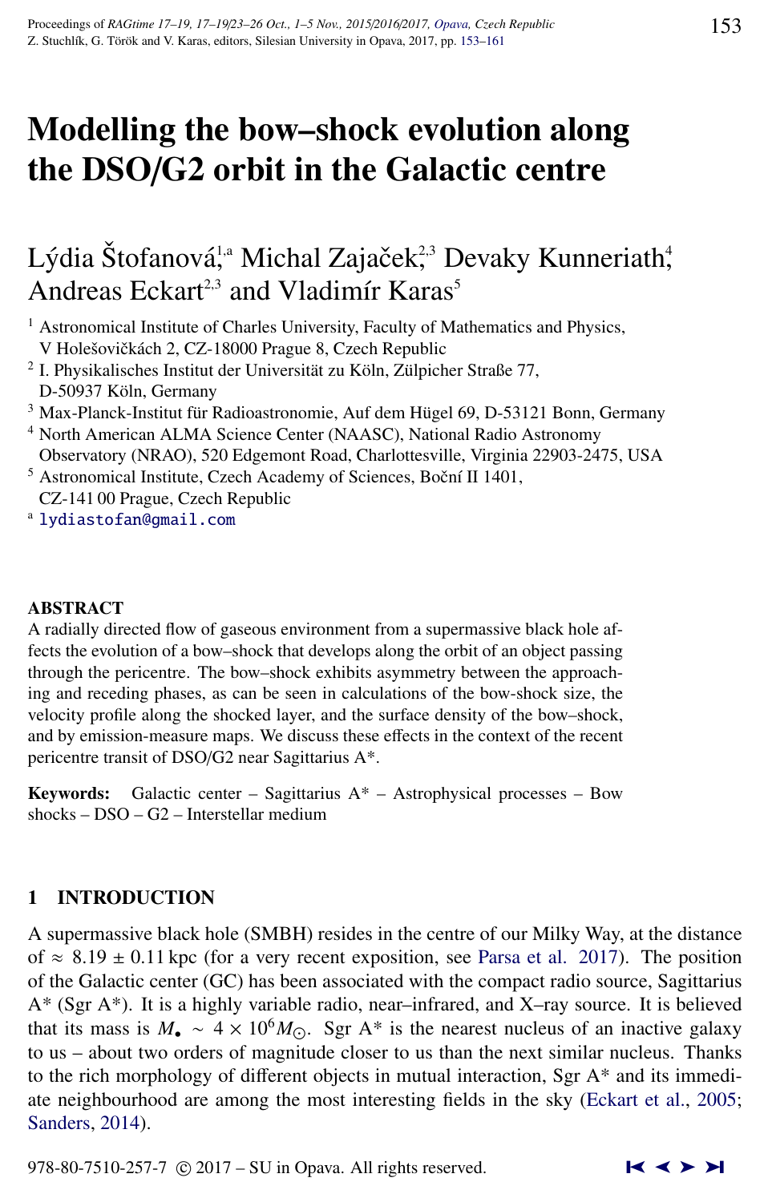# Modelling the bow–shock evolution along the DSO/G2 orbit in the Galactic centre

Lýdia Štofanová,[1,a] Michal Zajaček,[2,3] Devaky Kunneriath,[4] Andreas Eckart[2,3] and Vladimír Karas[5]

[1] Astronomical Institute of Charles University, Faculty of Mathematics and Physics, V Holešovičkách 2, CZ-18000 Prague 8, Czech Republic

[2] I. Physikalisches Institut der Universität zu Köln, Zülpicher Straße 77, D-50937 Köln, Germany

[3] Max-Planck-Institut für Radioastronomie, Auf dem Hügel 69, D-53121 Bonn, Germany

[4] North American ALMA Science Center (NAASC), National Radio Astronomy Observatory (NRAO), 520 Edgemont Road, Charlottesville, Virginia 22903-2475, USA

[5] Astronomical Institute, Czech Academy of Sciences, Boční II 1401, CZ-141 00 Prague, Czech Republic

[a] lydiastofan@gmail.com

## ABSTRACT

A radially directed flow of gaseous environment from a supermassive black hole affects the evolution of a bow–shock that develops along the orbit of an object passing through the pericentre. The bow–shock exhibits asymmetry between the approaching and receding phases, as can be seen in calculations of the bow-shock size, the velocity profile along the shocked layer, and the surface density of the bow–shock, and by emission-measure maps. We discuss these effects in the context of the recent pericentre transit of DSO/G2 near Sagittarius A*.

**Keywords:** Galactic center – Sagittarius A* – Astrophysical processes – Bow shocks – DSO – G2 – Interstellar medium

## 1 INTRODUCTION

A supermassive black hole (SMBH) resides in the centre of our Milky Way, at the distance of $\approx 8.19 \pm 0.11$ kpc (for a very recent exposition, see Parsa et al. 2017). The position of the Galactic center (GC) has been associated with the compact radio source, Sagittarius A* (Sgr A*). It is a highly variable radio, near–infrared, and X–ray source. It is believed that its mass is $M_{\bullet} \sim 4 \times 10^6 M_{\odot}$. Sgr A* is the nearest nucleus of an inactive galaxy to us – about two orders of magnitude closer to us than the next similar nucleus. Thanks to the rich morphology of different objects in mutual interaction, Sgr A* and its immediate neighbourhood are among the most interesting fields in the sky (Eckart et al., 2005; Sanders, 2014).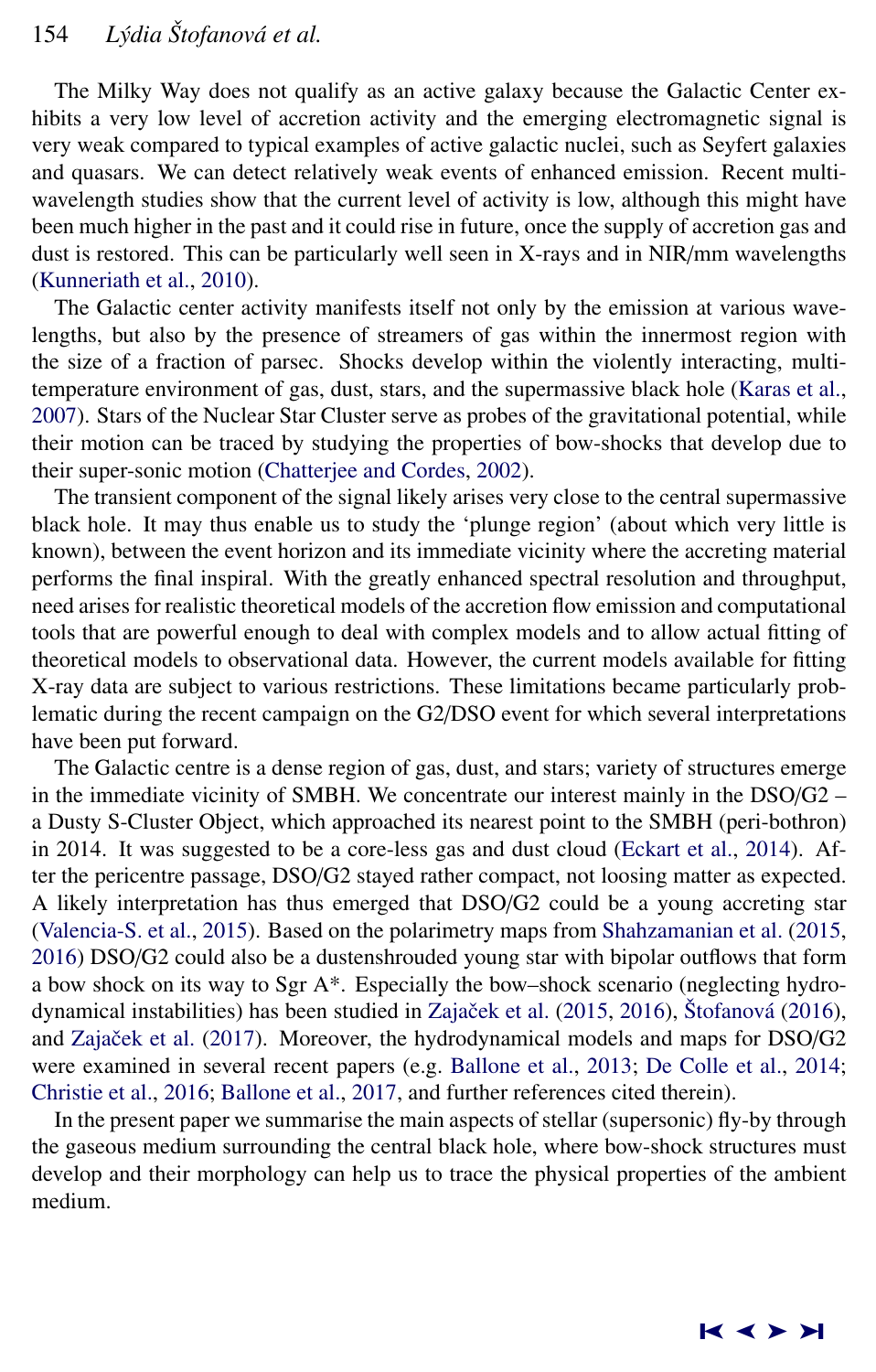The Milky Way does not qualify as an active galaxy because the Galactic Center exhibits a very low level of accretion activity and the emerging electromagnetic signal is very weak compared to typical examples of active galactic nuclei, such as Seyfert galaxies and quasars. We can detect relatively weak events of enhanced emission. Recent multi-wavelength studies show that the current level of activity is low, although this might have been much higher in the past and it could rise in future, once the supply of accretion gas and dust is restored. This can be particularly well seen in X-rays and in NIR/mm wavelengths (Kunneriath et al., 2010).

The Galactic center activity manifests itself not only by the emission at various wavelengths, but also by the presence of streamers of gas within the innermost region with the size of a fraction of parsec. Shocks develop within the violently interacting, multi-temperature environment of gas, dust, stars, and the supermassive black hole (Karas et al., 2007). Stars of the Nuclear Star Cluster serve as probes of the gravitational potential, while their motion can be traced by studying the properties of bow-shocks that develop due to their super-sonic motion (Chatterjee and Cordes, 2002).

The transient component of the signal likely arises very close to the central supermassive black hole. It may thus enable us to study the 'plunge region' (about which very little is known), between the event horizon and its immediate vicinity where the accreting material performs the final inspiral. With the greatly enhanced spectral resolution and throughput, need arises for realistic theoretical models of the accretion flow emission and computational tools that are powerful enough to deal with complex models and to allow actual fitting of theoretical models to observational data. However, the current models available for fitting X-ray data are subject to various restrictions. These limitations became particularly problematic during the recent campaign on the G2/DSO event for which several interpretations have been put forward.

The Galactic centre is a dense region of gas, dust, and stars; variety of structures emerge in the immediate vicinity of SMBH. We concentrate our interest mainly in the DSO/G2 – a Dusty S-Cluster Object, which approached its nearest point to the SMBH (peri-bothron) in 2014. It was suggested to be a core-less gas and dust cloud (Eckart et al., 2014). After the pericentre passage, DSO/G2 stayed rather compact, not loosing matter as expected. A likely interpretation has thus emerged that DSO/G2 could be a young accreting star (Valencia-S. et al., 2015). Based on the polarimetry maps from Shahzamanian et al. (2015, 2016) DSO/G2 could also be a dustenshrouded young star with bipolar outflows that form a bow shock on its way to Sgr A*. Especially the bow–shock scenario (neglecting hydrodynamical instabilities) has been studied in Zajaček et al. (2015, 2016), Štofanová (2016), and Zajaček et al. (2017). Moreover, the hydrodynamical models and maps for DSO/G2 were examined in several recent papers (e.g. Ballone et al., 2013; De Colle et al., 2014; Christie et al., 2016; Ballone et al., 2017, and further references cited therein).

In the present paper we summarise the main aspects of stellar (supersonic) fly-by through the gaseous medium surrounding the central black hole, where bow-shock structures must develop and their morphology can help us to trace the physical properties of the ambient medium.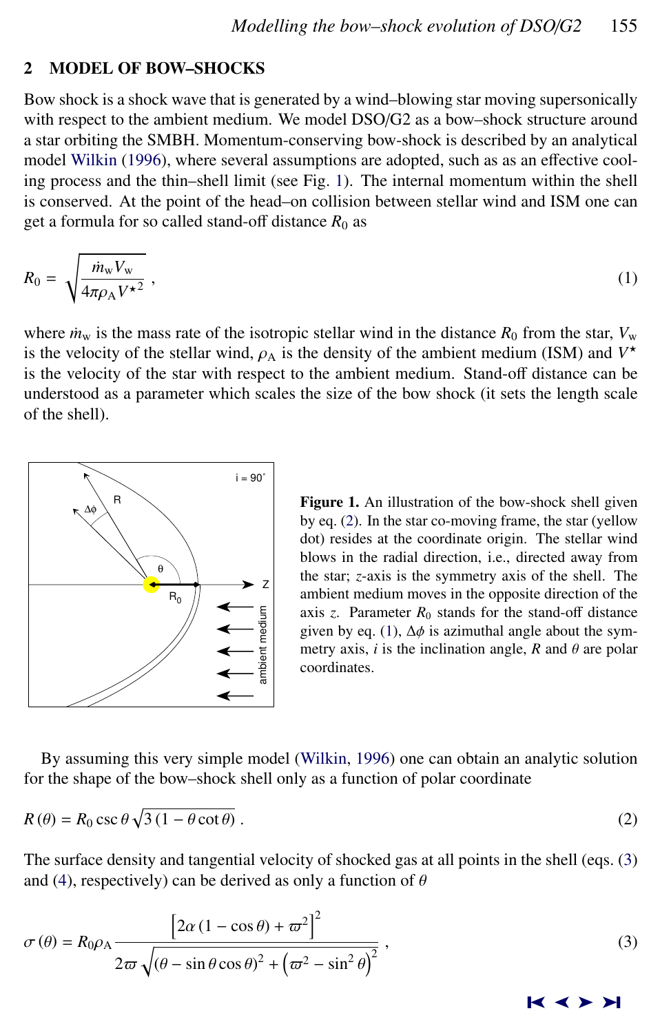## 2 MODEL OF BOW–SHOCKS

Bow shock is a shock wave that is generated by a wind–blowing star moving supersonically with respect to the ambient medium. We model DSO/G2 as a bow–shock structure around a star orbiting the SMBH. Momentum-conserving bow-shock is described by an analytical model Wilkin (1996), where several assumptions are adopted, such as as an effective cooling process and the thin–shell limit (see Fig. 1). The internal momentum within the shell is conserved. At the point of the head–on collision between stellar wind and ISM one can get a formula for so called stand-off distance $R_0$ as

$$R_0 = \sqrt{\frac{\dot{m}_{\rm w} V_{\rm w}}{4\pi \rho_{\rm A} V^{\star 2}}}\,, \tag{1}$$

where $\dot{m}_{\rm w}$ is the mass rate of the isotropic stellar wind in the distance $R_0$ from the star, $V_{\rm w}$ is the velocity of the stellar wind, $\rho_{\rm A}$ is the density of the ambient medium (ISM) and $V^\star$ is the velocity of the star with respect to the ambient medium. Stand-off distance can be understood as a parameter which scales the size of the bow shock (it sets the length scale of the shell).

**Figure 1.** An illustration of the bow-shock shell given by eq. (2). In the star co-moving frame, the star (yellow dot) resides at the coordinate origin. The stellar wind blows in the radial direction, i.e., directed away from the star; $z$-axis is the symmetry axis of the shell. The ambient medium moves in the opposite direction of the axis $z$. Parameter $R_0$ stands for the stand-off distance given by eq. (1), $\Delta\phi$ is azimuthal angle about the symmetry axis, $i$ is the inclination angle, $R$ and $\theta$ are polar coordinates.

By assuming this very simple model (Wilkin, 1996) one can obtain an analytic solution for the shape of the bow–shock shell only as a function of polar coordinate

$$R(\theta) = R_0 \csc\theta \sqrt{3\,(1-\theta\cot\theta)}\,. \tag{2}$$

The surface density and tangential velocity of shocked gas at all points in the shell (eqs. (3) and (4), respectively) can be derived as only a function of $\theta$

$$\sigma(\theta) = R_0 \rho_{\rm A} \frac{\left[2\alpha\,(1-\cos\theta) + \varpi^2\right]^2}{2\varpi\sqrt{(\theta - \sin\theta\cos\theta)^2 + \left(\varpi^2 - \sin^2\theta\right)^2}}\,, \tag{3}$$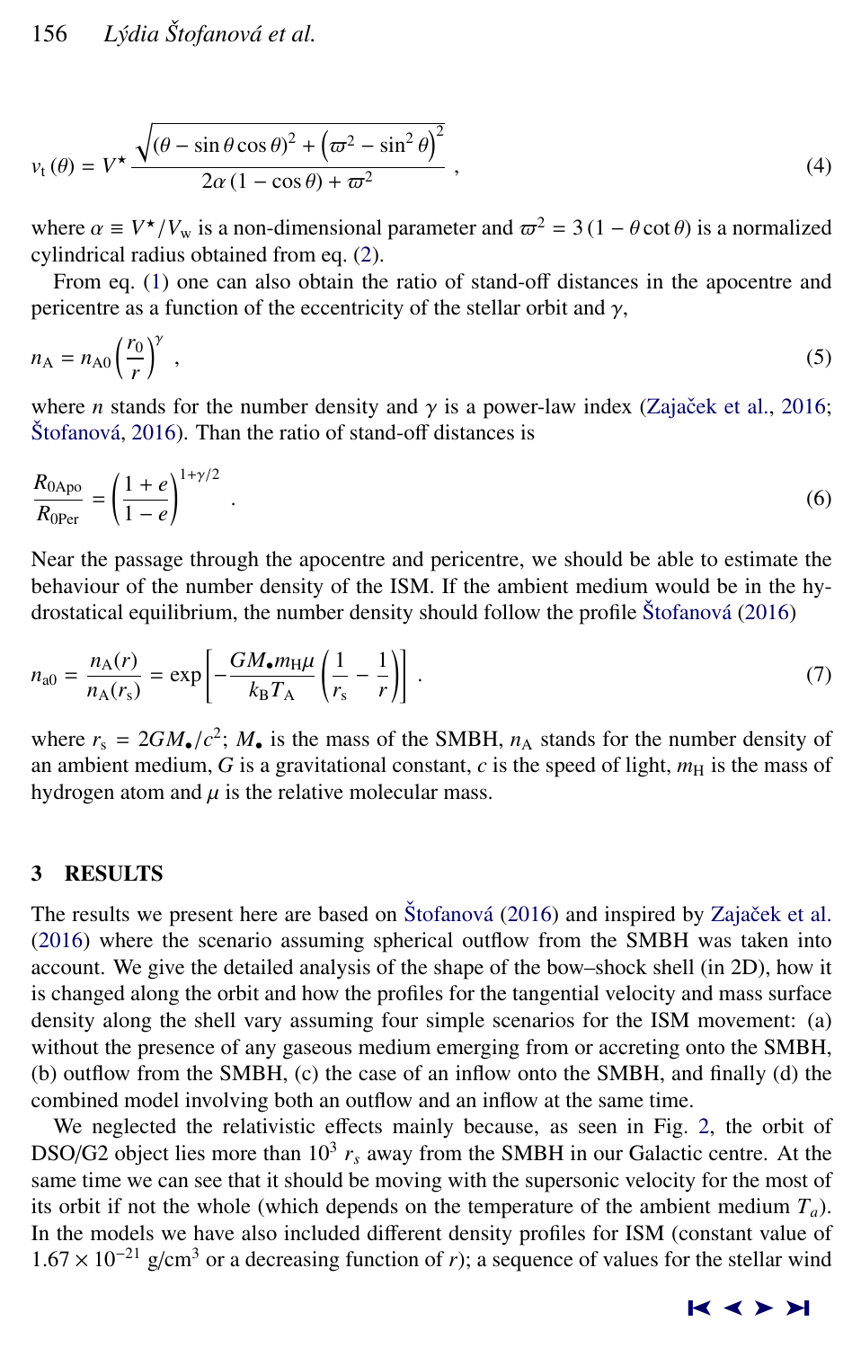$$v_{\mathrm{t}}(\theta) = V^{\star} \frac{\sqrt{(\theta - \sin\theta\cos\theta)^2 + \left(\varpi^2 - \sin^2\theta\right)^2}}{2\alpha(1-\cos\theta) + \varpi^2} \,, \tag{4}$$

where $\alpha \equiv V^{\star}/V_{\mathrm{w}}$ is a non-dimensional parameter and $\varpi^2 = 3(1 - \theta\cot\theta)$ is a normalized cylindrical radius obtained from eq. (2).

From eq. (1) one can also obtain the ratio of stand-off distances in the apocentre and pericentre as a function of the eccentricity of the stellar orbit and $\gamma$,

$$n_{\mathrm{A}} = n_{\mathrm{A0}} \left(\frac{r_0}{r}\right)^{\gamma} \,, \tag{5}$$

where $n$ stands for the number density and $\gamma$ is a power-law index (Zajaček et al., 2016; Štofanová, 2016). Than the ratio of stand-off distances is

$$\frac{R_{\mathrm{0Apo}}}{R_{\mathrm{0Per}}} = \left(\frac{1+e}{1-e}\right)^{1+\gamma/2} \,. \tag{6}$$

Near the passage through the apocentre and pericentre, we should be able to estimate the behaviour of the number density of the ISM. If the ambient medium would be in the hydrostatical equilibrium, the number density should follow the profile Štofanová (2016)

$$n_{\mathrm{a0}} = \frac{n_{\mathrm{A}}(r)}{n_{\mathrm{A}}(r_{\mathrm{s}})} = \exp\left[-\frac{GM_{\bullet}m_{\mathrm{H}}\mu}{k_{\mathrm{B}}T_{\mathrm{A}}}\left(\frac{1}{r_{\mathrm{s}}} - \frac{1}{r}\right)\right] \,. \tag{7}$$

where $r_{\mathrm{s}} = 2GM_{\bullet}/c^2$; $M_{\bullet}$ is the mass of the SMBH, $n_{\mathrm{A}}$ stands for the number density of an ambient medium, $G$ is a gravitational constant, $c$ is the speed of light, $m_{\mathrm{H}}$ is the mass of hydrogen atom and $\mu$ is the relative molecular mass.

## 3 RESULTS

The results we present here are based on Štofanová (2016) and inspired by Zajaček et al. (2016) where the scenario assuming spherical outflow from the SMBH was taken into account. We give the detailed analysis of the shape of the bow–shock shell (in 2D), how it is changed along the orbit and how the profiles for the tangential velocity and mass surface density along the shell vary assuming four simple scenarios for the ISM movement: (a) without the presence of any gaseous medium emerging from or accreting onto the SMBH, (b) outflow from the SMBH, (c) the case of an inflow onto the SMBH, and finally (d) the combined model involving both an outflow and an inflow at the same time.

We neglected the relativistic effects mainly because, as seen in Fig. 2, the orbit of DSO/G2 object lies more than $10^3$ $r_s$ away from the SMBH in our Galactic centre. At the same time we can see that it should be moving with the supersonic velocity for the most of its orbit if not the whole (which depends on the temperature of the ambient medium $T_a$). In the models we have also included different density profiles for ISM (constant value of $1.67 \times 10^{-21}$ g/cm$^3$ or a decreasing function of $r$); a sequence of values for the stellar wind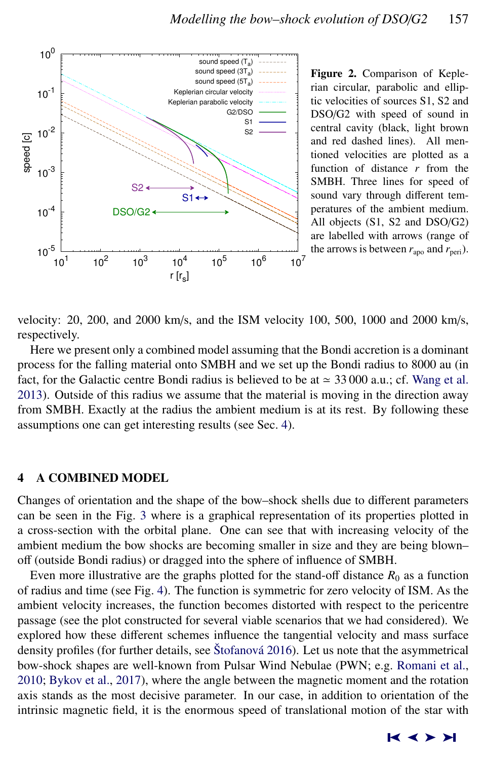**Figure 2.** Comparison of Keplerian circular, parabolic and elliptic velocities of sources S1, S2 and DSO/G2 with speed of sound in central cavity (black, light brown and red dashed lines). All mentioned velocities are plotted as a function of distance $r$ from the SMBH. Three lines for speed of sound vary through different temperatures of the ambient medium. All objects (S1, S2 and DSO/G2) are labelled with arrows (range of the arrows is between $r_{\rm apo}$ and $r_{\rm peri}$).

velocity: 20, 200, and 2000 km/s, and the ISM velocity 100, 500, 1000 and 2000 km/s, respectively.

Here we present only a combined model assuming that the Bondi accretion is a dominant process for the falling material onto SMBH and we set up the Bondi radius to 8000 au (in fact, for the Galactic centre Bondi radius is believed to be at $\simeq 33\,000$ a.u.; cf. Wang et al. 2013). Outside of this radius we assume that the material is moving in the direction away from SMBH. Exactly at the radius the ambient medium is at its rest. By following these assumptions one can get interesting results (see Sec. 4).

## 4 A COMBINED MODEL

Changes of orientation and the shape of the bow–shock shells due to different parameters can be seen in the Fig. 3 where is a graphical representation of its properties plotted in a cross-section with the orbital plane. One can see that with increasing velocity of the ambient medium the bow shocks are becoming smaller in size and they are being blown–off (outside Bondi radius) or dragged into the sphere of influence of SMBH.

Even more illustrative are the graphs plotted for the stand-off distance $R_0$ as a function of radius and time (see Fig. 4). The function is symmetric for zero velocity of ISM. As the ambient velocity increases, the function becomes distorted with respect to the pericentre passage (see the plot constructed for several viable scenarios that we had considered). We explored how these different schemes influence the tangential velocity and mass surface density profiles (for further details, see Štofanová 2016). Let us note that the asymmetrical bow-shock shapes are well-known from Pulsar Wind Nebulae (PWN; e.g. Romani et al., 2010; Bykov et al., 2017), where the angle between the magnetic moment and the rotation axis stands as the most decisive parameter. In our case, in addition to orientation of the intrinsic magnetic field, it is the enormous speed of translational motion of the star with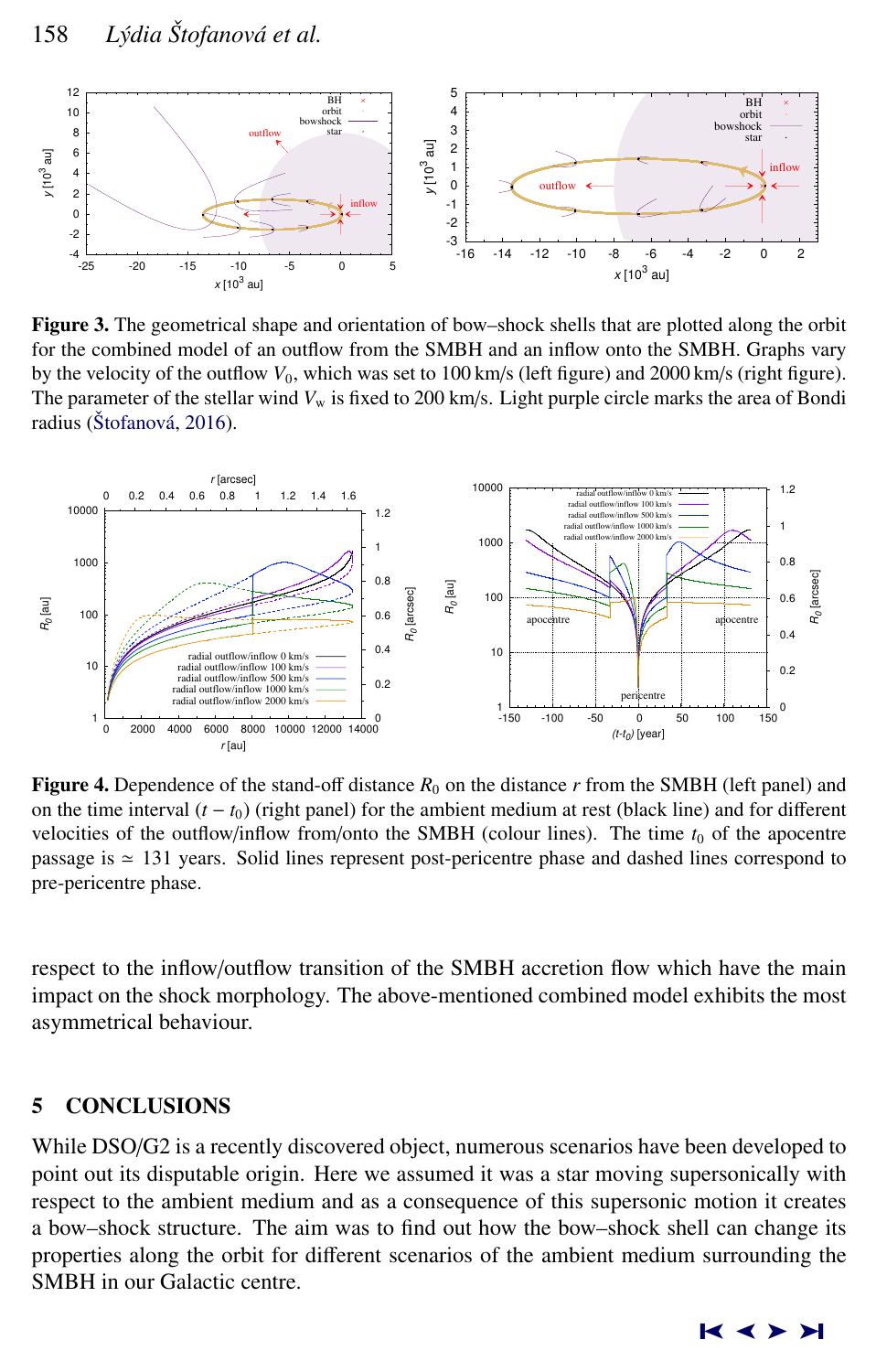**Figure 3.** The geometrical shape and orientation of bow–shock shells that are plotted along the orbit for the combined model of an outflow from the SMBH and an inflow onto the SMBH. Graphs vary by the velocity of the outflow $V_0$, which was set to 100 km/s (left figure) and 2000 km/s (right figure). The parameter of the stellar wind $V_w$ is fixed to 200 km/s. Light purple circle marks the area of Bondi radius (Štofanová, 2016).

**Figure 4.** Dependence of the stand-off distance $R_0$ on the distance $r$ from the SMBH (left panel) and on the time interval $(t - t_0)$ (right panel) for the ambient medium at rest (black line) and for different velocities of the outflow/inflow from/onto the SMBH (colour lines). The time $t_0$ of the apocentre passage is $\simeq$ 131 years. Solid lines represent post-pericentre phase and dashed lines correspond to pre-pericentre phase.

respect to the inflow/outflow transition of the SMBH accretion flow which have the main impact on the shock morphology. The above-mentioned combined model exhibits the most asymmetrical behaviour.

## 5 CONCLUSIONS

While DSO/G2 is a recently discovered object, numerous scenarios have been developed to point out its disputable origin. Here we assumed it was a star moving supersonically with respect to the ambient medium and as a consequence of this supersonic motion it creates a bow–shock structure. The aim was to find out how the bow–shock shell can change its properties along the orbit for different scenarios of the ambient medium surrounding the SMBH in our Galactic centre.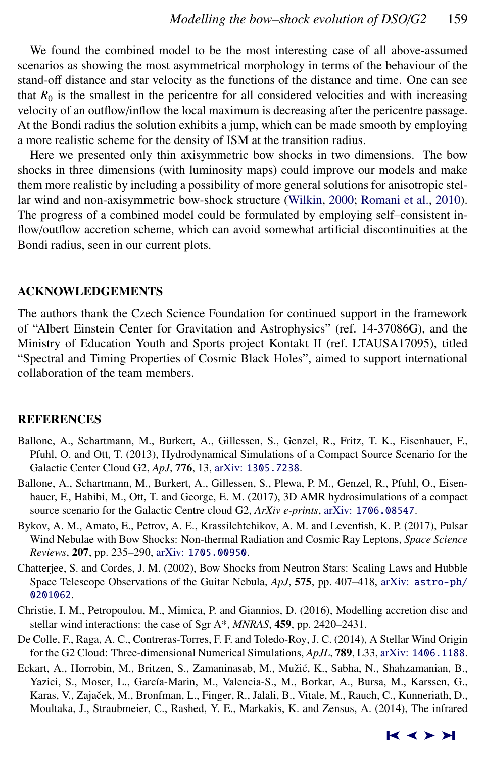We found the combined model to be the most interesting case of all above-assumed scenarios as showing the most asymmetrical morphology in terms of the behaviour of the stand-off distance and star velocity as the functions of the distance and time. One can see that $R_0$ is the smallest in the pericentre for all considered velocities and with increasing velocity of an outflow/inflow the local maximum is decreasing after the pericentre passage. At the Bondi radius the solution exhibits a jump, which can be made smooth by employing a more realistic scheme for the density of ISM at the transition radius.

Here we presented only thin axisymmetric bow shocks in two dimensions. The bow shocks in three dimensions (with luminosity maps) could improve our models and make them more realistic by including a possibility of more general solutions for anisotropic stellar wind and non-axisymmetric bow-shock structure (Wilkin, 2000; Romani et al., 2010). The progress of a combined model could be formulated by employing self–consistent inflow/outflow accretion scheme, which can avoid somewhat artificial discontinuities at the Bondi radius, seen in our current plots.

## ACKNOWLEDGEMENTS

The authors thank the Czech Science Foundation for continued support in the framework of "Albert Einstein Center for Gravitation and Astrophysics" (ref. 14-37086G), and the Ministry of Education Youth and Sports project Kontakt II (ref. LTAUSA17095), titled "Spectral and Timing Properties of Cosmic Black Holes", aimed to support international collaboration of the team members.

## REFERENCES

Ballone, A., Schartmann, M., Burkert, A., Gillessen, S., Genzel, R., Fritz, T. K., Eisenhauer, F., Pfuhl, O. and Ott, T. (2013), Hydrodynamical Simulations of a Compact Source Scenario for the Galactic Center Cloud G2, *ApJ*, **776**, 13, arXiv: 1305.7238.

Ballone, A., Schartmann, M., Burkert, A., Gillessen, S., Plewa, P. M., Genzel, R., Pfuhl, O., Eisenhauer, F., Habibi, M., Ott, T. and George, E. M. (2017), 3D AMR hydrosimulations of a compact source scenario for the Galactic Centre cloud G2, *ArXiv e-prints*, arXiv: 1706.08547.

Bykov, A. M., Amato, E., Petrov, A. E., Krassilchtchikov, A. M. and Levenfish, K. P. (2017), Pulsar Wind Nebulae with Bow Shocks: Non-thermal Radiation and Cosmic Ray Leptons, *Space Science Reviews*, **207**, pp. 235–290, arXiv: 1705.00950.

Chatterjee, S. and Cordes, J. M. (2002), Bow Shocks from Neutron Stars: Scaling Laws and Hubble Space Telescope Observations of the Guitar Nebula, *ApJ*, **575**, pp. 407–418, arXiv: astro-ph/0201062.

Christie, I. M., Petropoulou, M., Mimica, P. and Giannios, D. (2016), Modelling accretion disc and stellar wind interactions: the case of Sgr A*, *MNRAS*, **459**, pp. 2420–2431.

De Colle, F., Raga, A. C., Contreras-Torres, F. F. and Toledo-Roy, J. C. (2014), A Stellar Wind Origin for the G2 Cloud: Three-dimensional Numerical Simulations, *ApJL*, **789**, L33, arXiv: 1406.1188.

Eckart, A., Horrobin, M., Britzen, S., Zamaninasab, M., Mužić, K., Sabha, N., Shahzamanian, B., Yazici, S., Moser, L., García-Marin, M., Valencia-S., M., Borkar, A., Bursa, M., Karssen, G., Karas, V., Zajaček, M., Bronfman, L., Finger, R., Jalali, B., Vitale, M., Rauch, C., Kunneriath, D., Moultaka, J., Straubmeier, C., Rashed, Y. E., Markakis, K. and Zensus, A. (2014), The infrared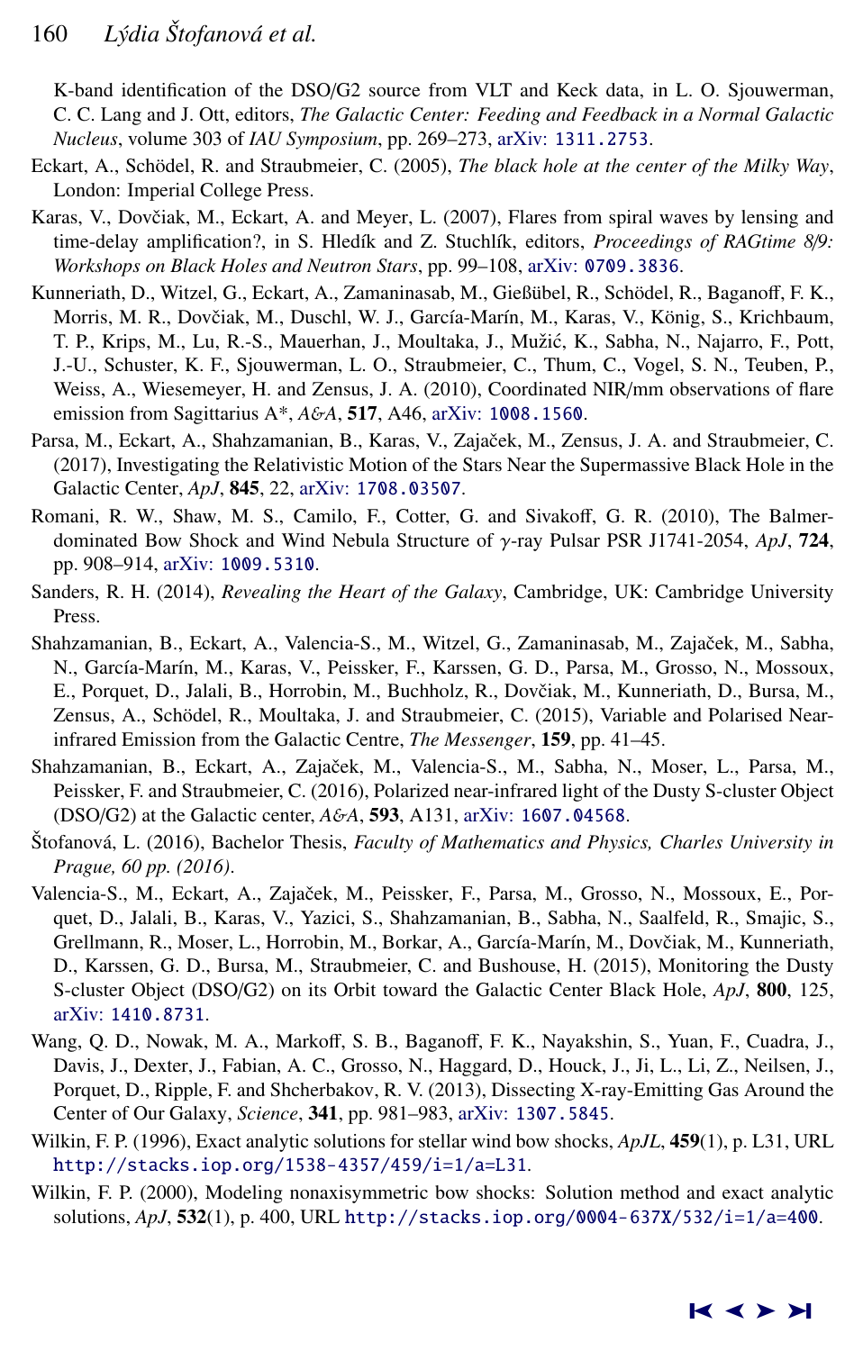K-band identification of the DSO/G2 source from VLT and Keck data, in L. O. Sjouwerman, C. C. Lang and J. Ott, editors, *The Galactic Center: Feeding and Feedback in a Normal Galactic Nucleus*, volume 303 of *IAU Symposium*, pp. 269–273, arXiv: 1311.2753.

Eckart, A., Schödel, R. and Straubmeier, C. (2005), *The black hole at the center of the Milky Way*, London: Imperial College Press.

Karas, V., Dovčiak, M., Eckart, A. and Meyer, L. (2007), Flares from spiral waves by lensing and time-delay amplification?, in S. Hledík and Z. Stuchlík, editors, *Proceedings of RAGtime 8/9: Workshops on Black Holes and Neutron Stars*, pp. 99–108, arXiv: 0709.3836.

Kunneriath, D., Witzel, G., Eckart, A., Zamaninasab, M., Gießübel, R., Schödel, R., Baganoff, F. K., Morris, M. R., Dovčiak, M., Duschl, W. J., García-Marín, M., Karas, V., König, S., Krichbaum, T. P., Krips, M., Lu, R.-S., Mauerhan, J., Moultaka, J., Mužić, K., Sabha, N., Najarro, F., Pott, J.-U., Schuster, K. F., Sjouwerman, L. O., Straubmeier, C., Thum, C., Vogel, S. N., Teuben, P., Weiss, A., Wiesemeyer, H. and Zensus, J. A. (2010), Coordinated NIR/mm observations of flare emission from Sagittarius A*, *A&A*, **517**, A46, arXiv: 1008.1560.

Parsa, M., Eckart, A., Shahzamanian, B., Karas, V., Zajaček, M., Zensus, J. A. and Straubmeier, C. (2017), Investigating the Relativistic Motion of the Stars Near the Supermassive Black Hole in the Galactic Center, *ApJ*, **845**, 22, arXiv: 1708.03507.

Romani, R. W., Shaw, M. S., Camilo, F., Cotter, G. and Sivakoff, G. R. (2010), The Balmer-dominated Bow Shock and Wind Nebula Structure of $\gamma$-ray Pulsar PSR J1741-2054, *ApJ*, **724**, pp. 908–914, arXiv: 1009.5310.

Sanders, R. H. (2014), *Revealing the Heart of the Galaxy*, Cambridge, UK: Cambridge University Press.

Shahzamanian, B., Eckart, A., Valencia-S., M., Witzel, G., Zamaninasab, M., Zajaček, M., Sabha, N., García-Marín, M., Karas, V., Peissker, F., Karssen, G. D., Parsa, M., Grosso, N., Mossoux, E., Porquet, D., Jalali, B., Horrobin, M., Buchholz, R., Dovčiak, M., Kunneriath, D., Bursa, M., Zensus, A., Schödel, R., Moultaka, J. and Straubmeier, C. (2015), Variable and Polarised Near-infrared Emission from the Galactic Centre, *The Messenger*, **159**, pp. 41–45.

Shahzamanian, B., Eckart, A., Zajaček, M., Valencia-S., M., Sabha, N., Moser, L., Parsa, M., Peissker, F. and Straubmeier, C. (2016), Polarized near-infrared light of the Dusty S-cluster Object (DSO/G2) at the Galactic center, *A&A*, **593**, A131, arXiv: 1607.04568.

Štofanová, L. (2016), Bachelor Thesis, *Faculty of Mathematics and Physics, Charles University in Prague, 60 pp. (2016)*.

Valencia-S., M., Eckart, A., Zajaček, M., Peissker, F., Parsa, M., Grosso, N., Mossoux, E., Porquet, D., Jalali, B., Karas, V., Yazici, S., Shahzamanian, B., Sabha, N., Saalfeld, R., Smajic, S., Grellmann, R., Moser, L., Horrobin, M., Borkar, A., García-Marín, M., Dovčiak, M., Kunneriath, D., Karssen, G. D., Bursa, M., Straubmeier, C. and Bushouse, H. (2015), Monitoring the Dusty S-cluster Object (DSO/G2) on its Orbit toward the Galactic Center Black Hole, *ApJ*, **800**, 125, arXiv: 1410.8731.

Wang, Q. D., Nowak, M. A., Markoff, S. B., Baganoff, F. K., Nayakshin, S., Yuan, F., Cuadra, J., Davis, J., Dexter, J., Fabian, A. C., Grosso, N., Haggard, D., Houck, J., Ji, L., Li, Z., Neilsen, J., Porquet, D., Ripple, F. and Shcherbakov, R. V. (2013), Dissecting X-ray-Emitting Gas Around the Center of Our Galaxy, *Science*, **341**, pp. 981–983, arXiv: 1307.5845.

Wilkin, F. P. (1996), Exact analytic solutions for stellar wind bow shocks, *ApJL*, **459**(1), p. L31, URL http://stacks.iop.org/1538-4357/459/i=1/a=L31.

Wilkin, F. P. (2000), Modeling nonaxisymmetric bow shocks: Solution method and exact analytic solutions, *ApJ*, **532**(1), p. 400, URL http://stacks.iop.org/0004-637X/532/i=1/a=400.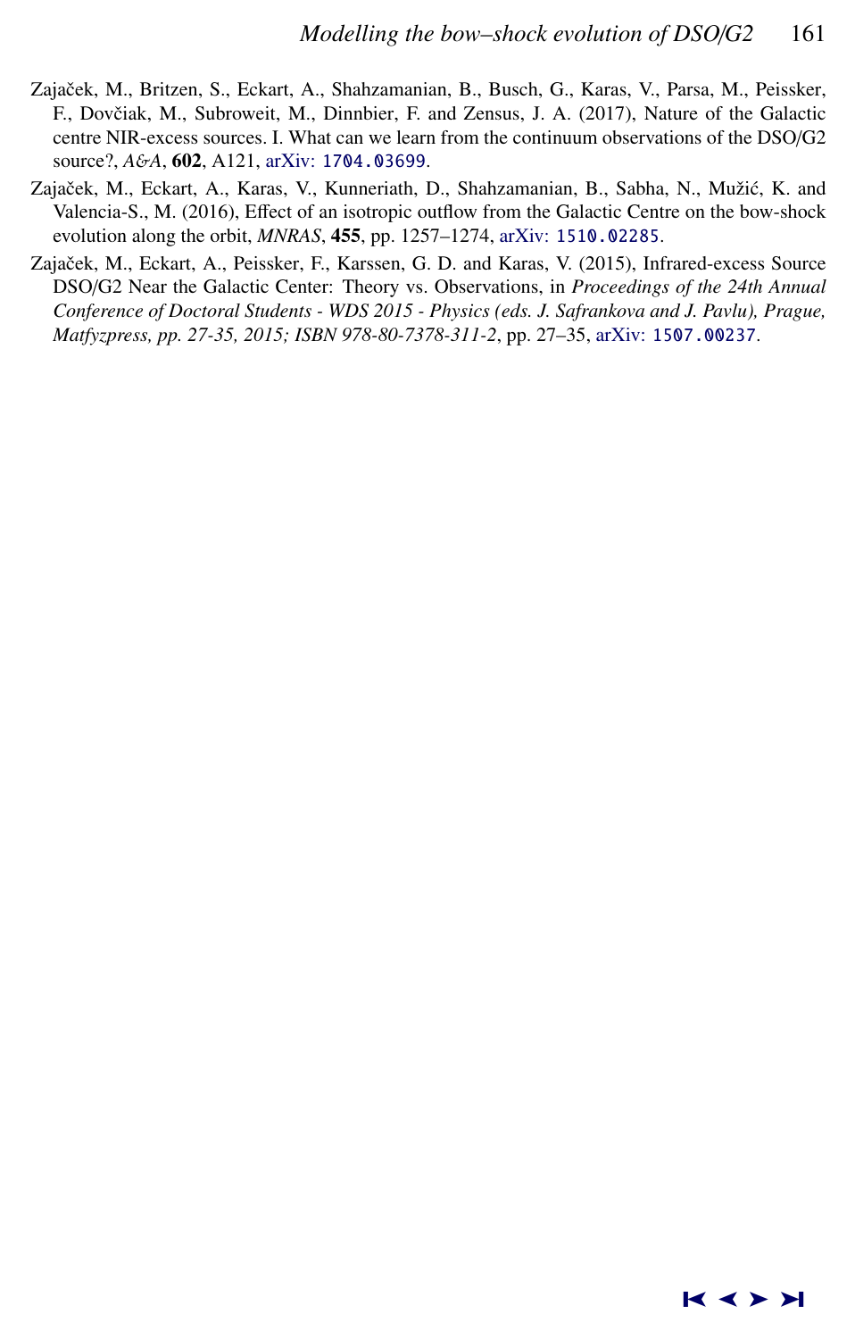Zajaček, M., Britzen, S., Eckart, A., Shahzamanian, B., Busch, G., Karas, V., Parsa, M., Peissker, F., Dovčiak, M., Subroweit, M., Dinnbier, F. and Zensus, J. A. (2017), Nature of the Galactic centre NIR-excess sources. I. What can we learn from the continuum observations of the DSO/G2 source?, *A&A*, **602**, A121, arXiv: 1704.03699.

Zajaček, M., Eckart, A., Karas, V., Kunneriath, D., Shahzamanian, B., Sabha, N., Mužić, K. and Valencia-S., M. (2016), Effect of an isotropic outflow from the Galactic Centre on the bow-shock evolution along the orbit, *MNRAS*, **455**, pp. 1257–1274, arXiv: 1510.02285.

Zajaček, M., Eckart, A., Peissker, F., Karssen, G. D. and Karas, V. (2015), Infrared-excess Source DSO/G2 Near the Galactic Center: Theory vs. Observations, in *Proceedings of the 24th Annual Conference of Doctoral Students - WDS 2015 - Physics (eds. J. Safrankova and J. Pavlu), Prague, Matfyzpress, pp. 27-35, 2015; ISBN 978-80-7378-311-2*, pp. 27–35, arXiv: 1507.00237.